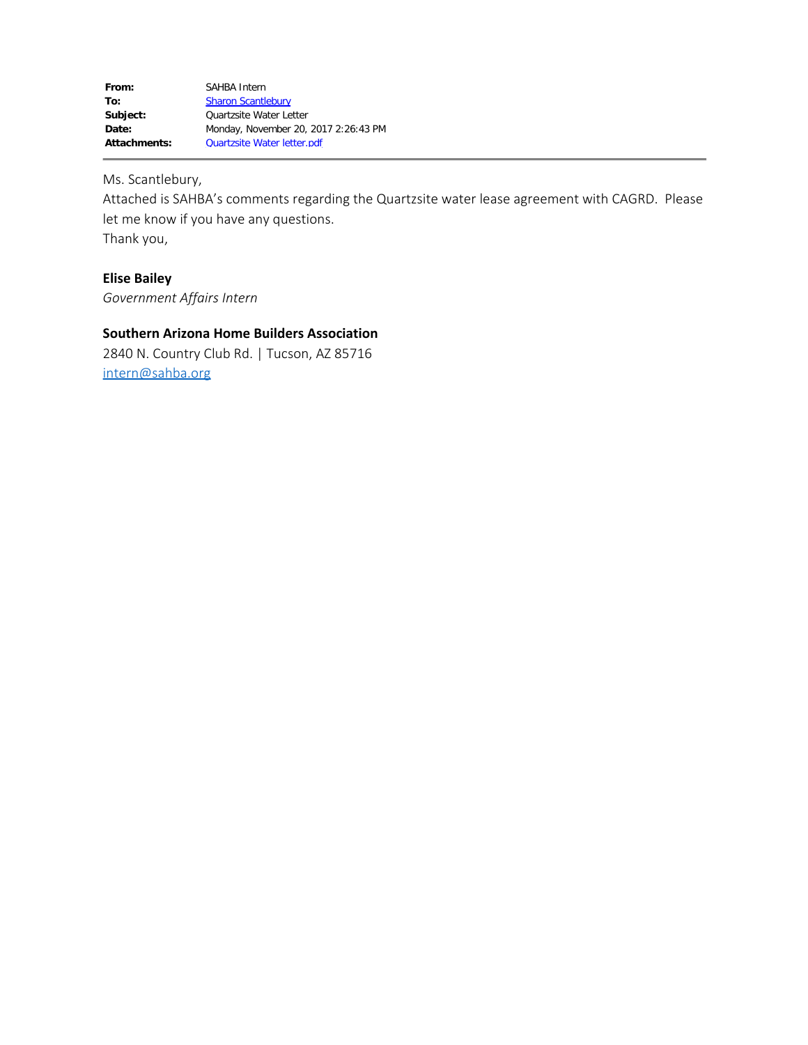| | |
|---|---|
| **From:** | SAHBA Intern |
| **To:** | Sharon Scantlebury |
| **Subject:** | Quartzsite Water Letter |
| **Date:** | Monday, November 20, 2017 2:26:43 PM |
| **Attachments:** | Quartzsite Water letter.pdf |

---

Ms. Scantlebury,

Attached is SAHBA's comments regarding the Quartzsite water lease agreement with CAGRD. Please let me know if you have any questions.

Thank you,

**Elise Bailey**

*Government Affairs Intern*

**Southern Arizona Home Builders Association**

2840 N. Country Club Rd. | Tucson, AZ 85716

intern@sahba.org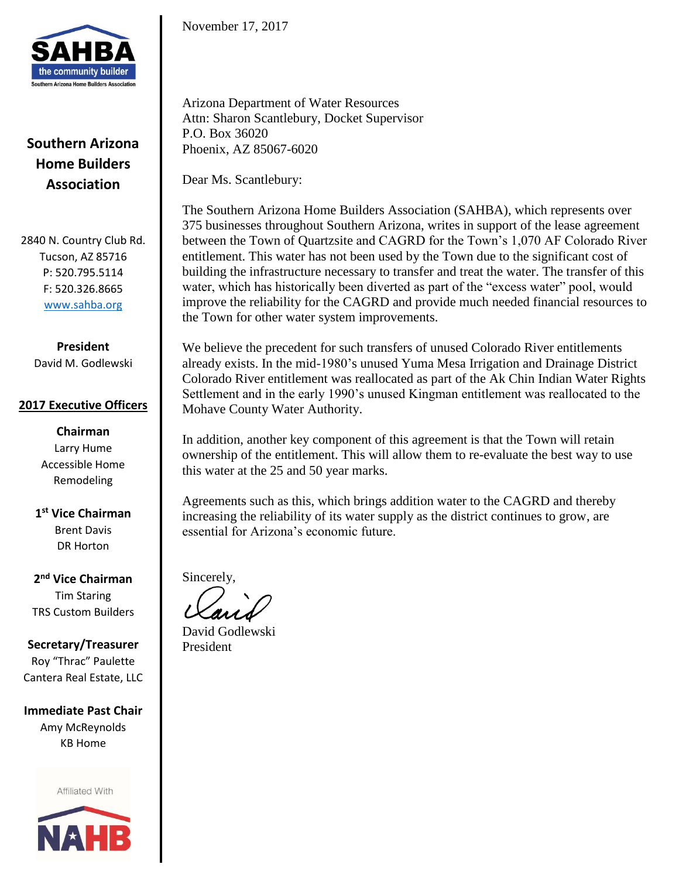**SAHBA**
the community builder
Southern Arizona Home Builders Association

**Southern Arizona Home Builders Association**

2840 N. Country Club Rd.
Tucson, AZ 85716
P: 520.795.5114
F: 520.326.8665
www.sahba.org

**President**
David M. Godlewski

**2017 Executive Officers**

**Chairman**
Larry Hume
Accessible Home Remodeling

**1st Vice Chairman**
Brent Davis
DR Horton

**2nd Vice Chairman**
Tim Staring
TRS Custom Builders

**Secretary/Treasurer**
Roy "Thrac" Paulette
Cantera Real Estate, LLC

**Immediate Past Chair**
Amy McReynolds
KB Home

Affiliated With NAHB

November 17, 2017

Arizona Department of Water Resources
Attn: Sharon Scantlebury, Docket Supervisor
P.O. Box 36020
Phoenix, AZ 85067-6020

Dear Ms. Scantlebury:

The Southern Arizona Home Builders Association (SAHBA), which represents over 375 businesses throughout Southern Arizona, writes in support of the lease agreement between the Town of Quartzsite and CAGRD for the Town's 1,070 AF Colorado River entitlement. This water has not been used by the Town due to the significant cost of building the infrastructure necessary to transfer and treat the water. The transfer of this water, which has historically been diverted as part of the "excess water" pool, would improve the reliability for the CAGRD and provide much needed financial resources to the Town for other water system improvements.

We believe the precedent for such transfers of unused Colorado River entitlements already exists. In the mid-1980's unused Yuma Mesa Irrigation and Drainage District Colorado River entitlement was reallocated as part of the Ak Chin Indian Water Rights Settlement and in the early 1990's unused Kingman entitlement was reallocated to the Mohave County Water Authority.

In addition, another key component of this agreement is that the Town will retain ownership of the entitlement. This will allow them to re-evaluate the best way to use this water at the 25 and 50 year marks.

Agreements such as this, which brings addition water to the CAGRD and thereby increasing the reliability of its water supply as the district continues to grow, are essential for Arizona's economic future.

Sincerely,

David Godlewski
President